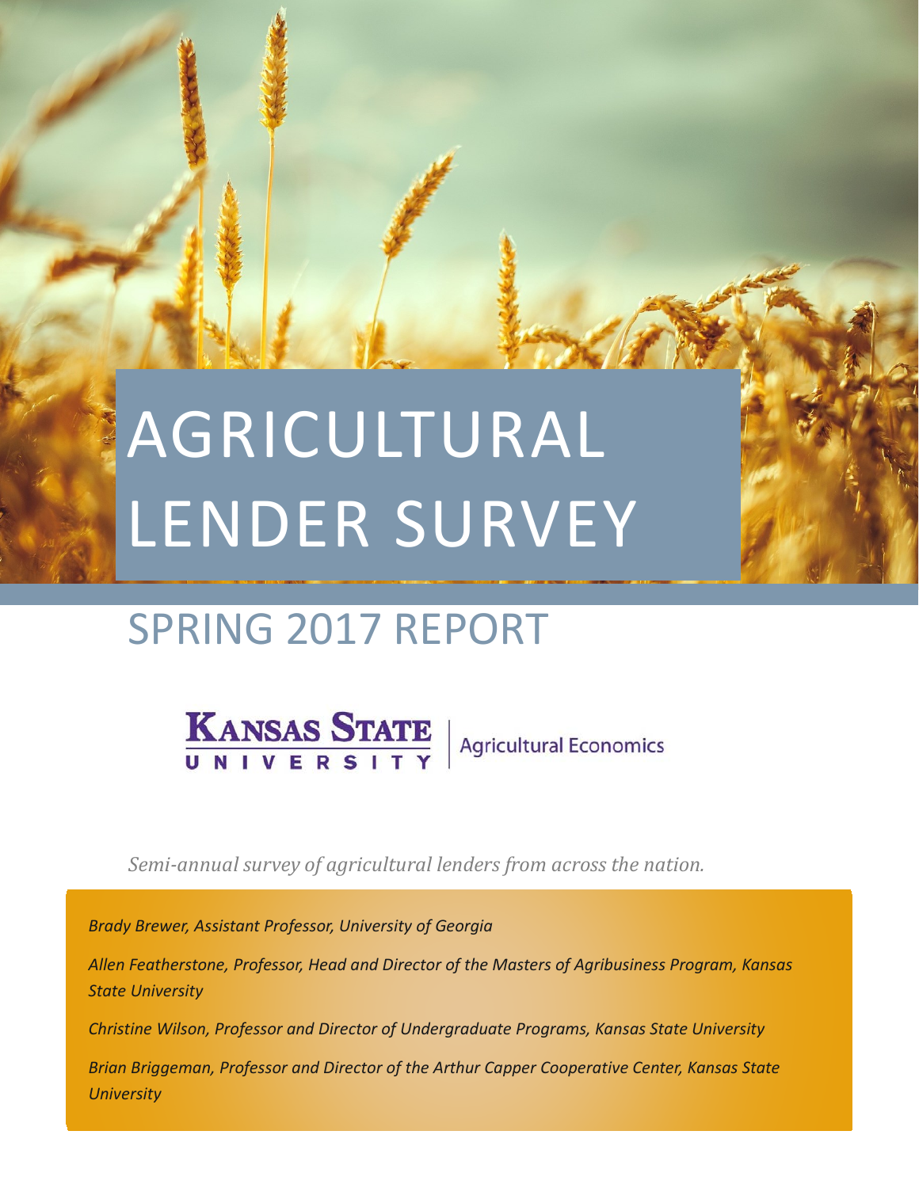# AGRICULTURAL LENDER SURVEY

## SPRING 2017 REPORT

KANSAS STATE UNIVERSITY | Agricultural Economics

*Semi-annual survey of agricultural lenders from across the nation.*

*Brady Brewer, Assistant Professor, University of Georgia*

*Allen Featherstone, Professor, Head and Director of the Masters of Agribusiness Program, Kansas State University*

*Christine Wilson, Professor and Director of Undergraduate Programs, Kansas State University*

*Brian Briggeman, Professor and Director of the Arthur Capper Cooperative Center, Kansas State University*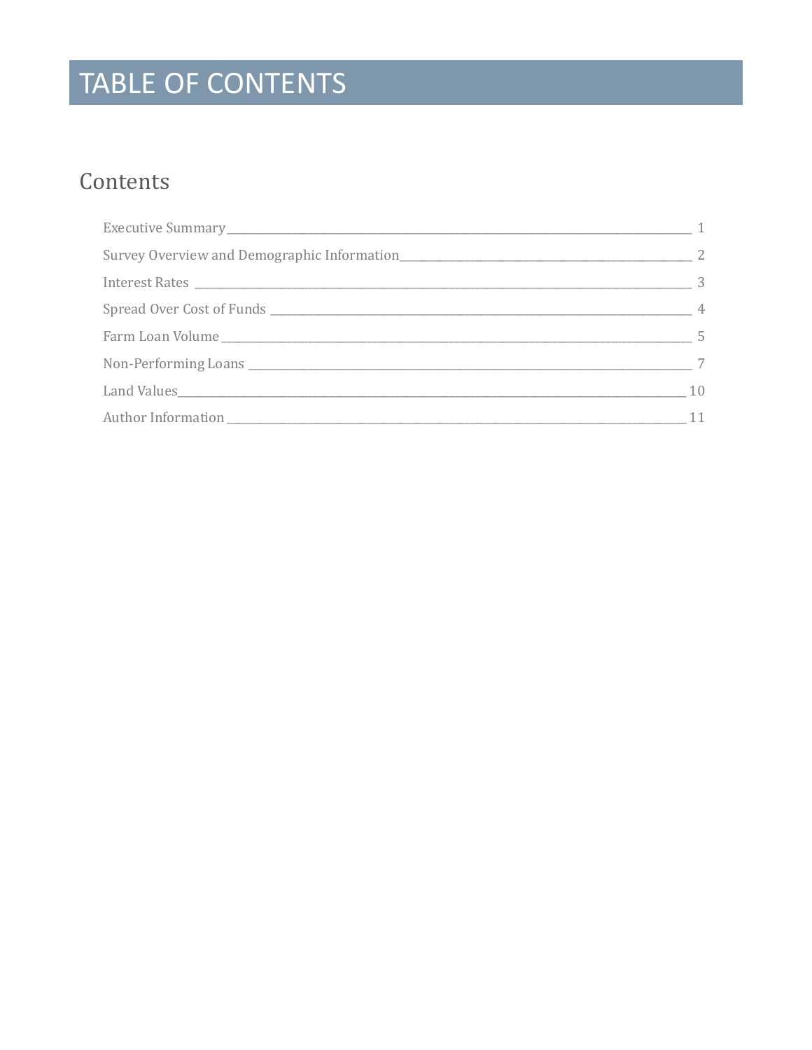# TABLE OF CONTENTS

## Contents

- Executive Summary ____ 1
- Survey Overview and Demographic Information ____ 2
- Interest Rates ____ 3
- Spread Over Cost of Funds ____ 4
- Farm Loan Volume ____ 5
- Non-Performing Loans ____ 7
- Land Values ____ 10
- Author Information ____ 11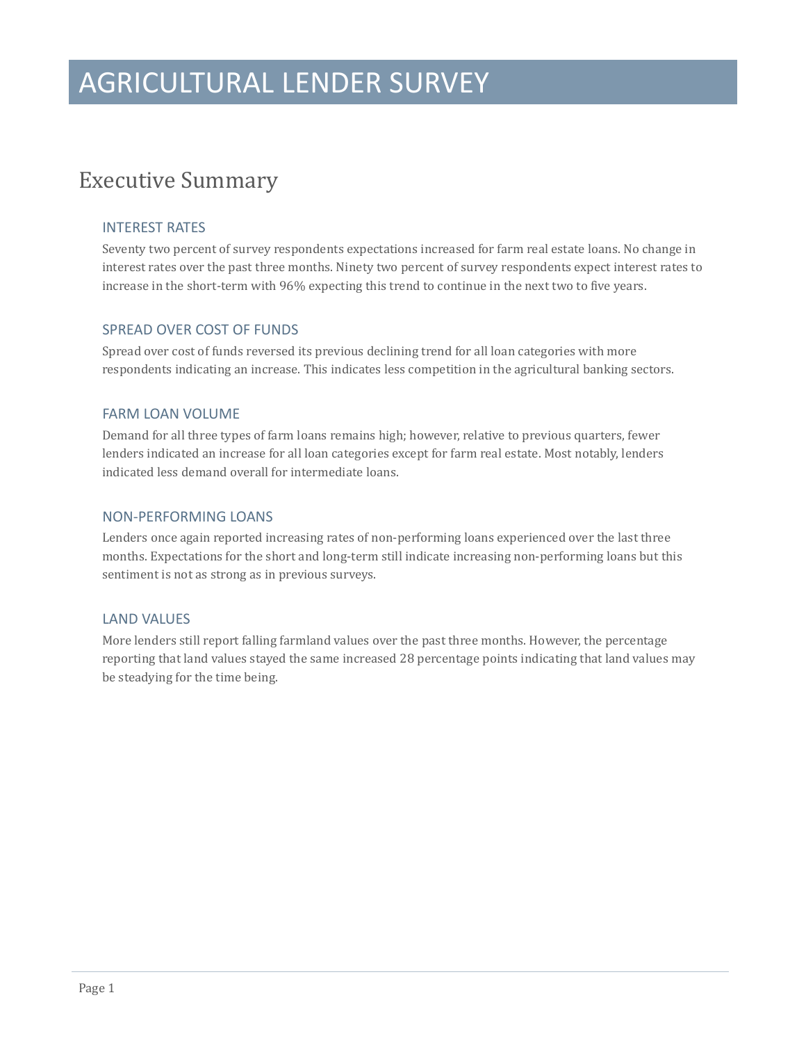# AGRICULTURAL LENDER SURVEY

## Executive Summary

### INTEREST RATES

Seventy two percent of survey respondents expectations increased for farm real estate loans. No change in interest rates over the past three months. Ninety two percent of survey respondents expect interest rates to increase in the short-term with 96% expecting this trend to continue in the next two to five years.

### SPREAD OVER COST OF FUNDS

Spread over cost of funds reversed its previous declining trend for all loan categories with more respondents indicating an increase. This indicates less competition in the agricultural banking sectors.

### FARM LOAN VOLUME

Demand for all three types of farm loans remains high; however, relative to previous quarters, fewer lenders indicated an increase for all loan categories except for farm real estate. Most notably, lenders indicated less demand overall for intermediate loans.

### NON-PERFORMING LOANS

Lenders once again reported increasing rates of non-performing loans experienced over the last three months. Expectations for the short and long-term still indicate increasing non-performing loans but this sentiment is not as strong as in previous surveys.

### LAND VALUES

More lenders still report falling farmland values over the past three months. However, the percentage reporting that land values stayed the same increased 28 percentage points indicating that land values may be steadying for the time being.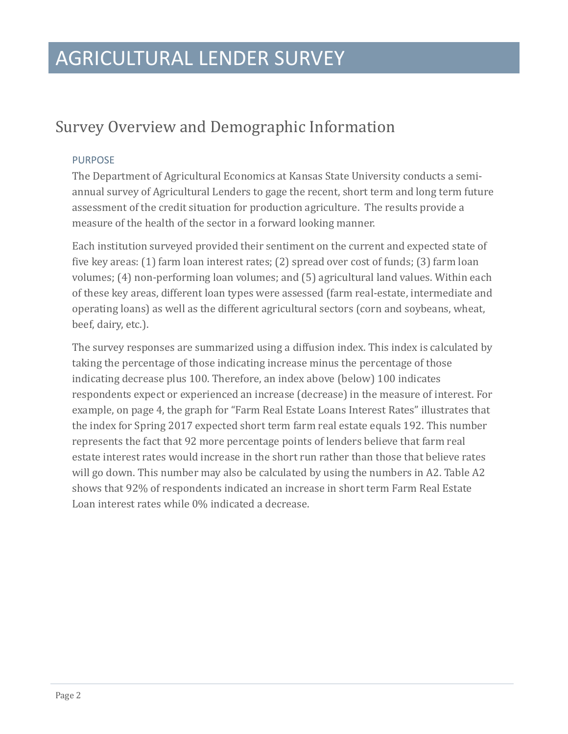# AGRICULTURAL LENDER SURVEY

## Survey Overview and Demographic Information

### PURPOSE

The Department of Agricultural Economics at Kansas State University conducts a semi-annual survey of Agricultural Lenders to gage the recent, short term and long term future assessment of the credit situation for production agriculture. The results provide a measure of the health of the sector in a forward looking manner.

Each institution surveyed provided their sentiment on the current and expected state of five key areas: (1) farm loan interest rates; (2) spread over cost of funds; (3) farm loan volumes; (4) non-performing loan volumes; and (5) agricultural land values. Within each of these key areas, different loan types were assessed (farm real-estate, intermediate and operating loans) as well as the different agricultural sectors (corn and soybeans, wheat, beef, dairy, etc.).

The survey responses are summarized using a diffusion index. This index is calculated by taking the percentage of those indicating increase minus the percentage of those indicating decrease plus 100. Therefore, an index above (below) 100 indicates respondents expect or experienced an increase (decrease) in the measure of interest. For example, on page 4, the graph for "Farm Real Estate Loans Interest Rates" illustrates that the index for Spring 2017 expected short term farm real estate equals 192. This number represents the fact that 92 more percentage points of lenders believe that farm real estate interest rates would increase in the short run rather than those that believe rates will go down. This number may also be calculated by using the numbers in A2. Table A2 shows that 92% of respondents indicated an increase in short term Farm Real Estate Loan interest rates while 0% indicated a decrease.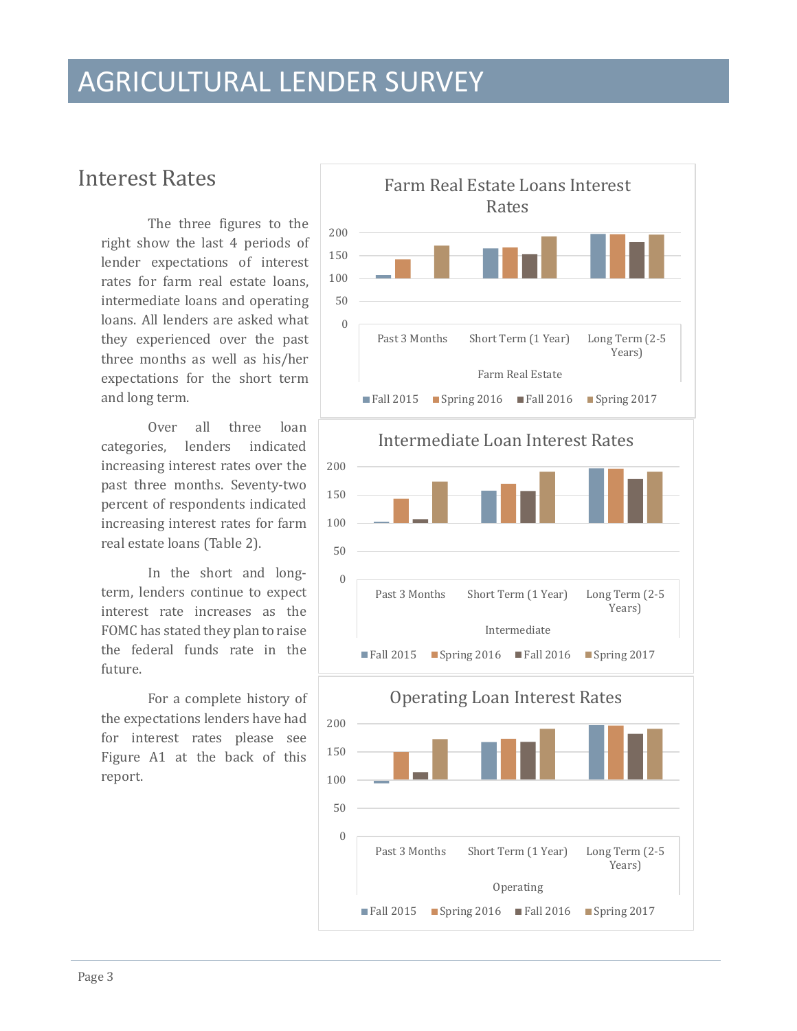# AGRICULTURAL LENDER SURVEY

## Interest Rates

The three figures to the right show the last 4 periods of lender expectations of interest rates for farm real estate loans, intermediate loans and operating loans. All lenders are asked what they experienced over the past three months as well as his/her expectations for the short term and long term.

Over all three loan categories, lenders indicated increasing interest rates over the past three months. Seventy-two percent of respondents indicated increasing interest rates for farm real estate loans (Table 2).

In the short and long-term, lenders continue to expect interest rate increases as the FOMC has stated they plan to raise the federal funds rate in the future.

For a complete history of the expectations lenders have had for interest rates please see Figure A1 at the back of this report.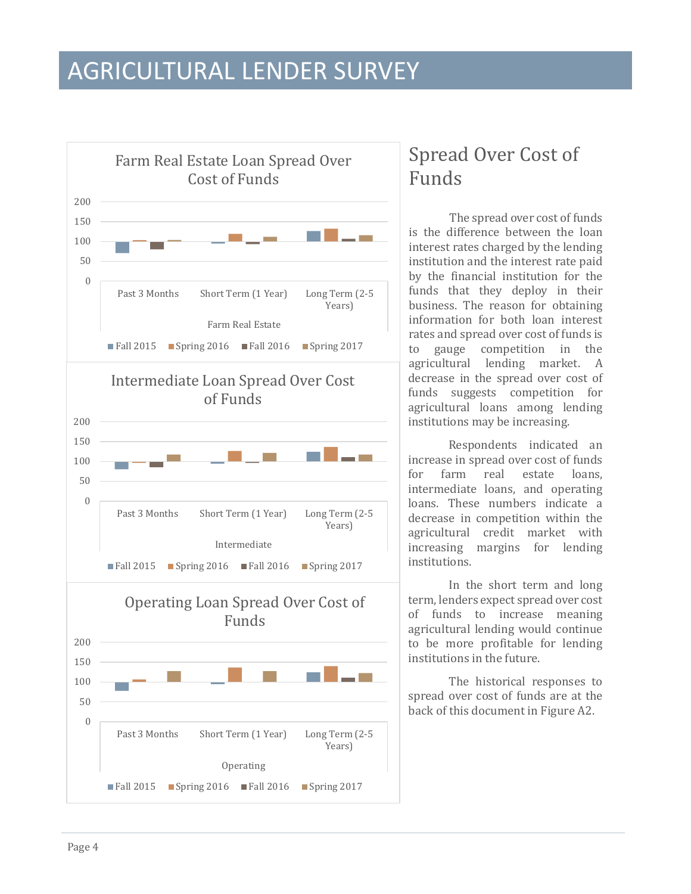# AGRICULTURAL LENDER SURVEY

**Farm Real Estate Loan Spread Over Cost of Funds**

200 / 150 / 100 / 50 / 0

Past 3 Months | Short Term (1 Year) | Long Term (2-5 Years)

Farm Real Estate

Fall 2015 | Spring 2016 | Fall 2016 | Spring 2017

**Intermediate Loan Spread Over Cost of Funds**

200 / 150 / 100 / 50 / 0

Past 3 Months | Short Term (1 Year) | Long Term (2-5 Years)

Intermediate

Fall 2015 | Spring 2016 | Fall 2016 | Spring 2017

**Operating Loan Spread Over Cost of Funds**

200 / 150 / 100 / 50 / 0

Past 3 Months | Short Term (1 Year) | Long Term (2-5 Years)

Operating

Fall 2015 | Spring 2016 | Fall 2016 | Spring 2017

## Spread Over Cost of Funds

The spread over cost of funds is the difference between the loan interest rates charged by the lending institution and the interest rate paid by the financial institution for the funds that they deploy in their business. The reason for obtaining information for both loan interest rates and spread over cost of funds is to gauge competition in the agricultural lending market. A decrease in the spread over cost of funds suggests competition for agricultural loans among lending institutions may be increasing.

Respondents indicated an increase in spread over cost of funds for farm real estate loans, intermediate loans, and operating loans. These numbers indicate a decrease in competition within the agricultural credit market with increasing margins for lending institutions.

In the short term and long term, lenders expect spread over cost of funds to increase meaning agricultural lending would continue to be more profitable for lending institutions in the future.

The historical responses to spread over cost of funds are at the back of this document in Figure A2.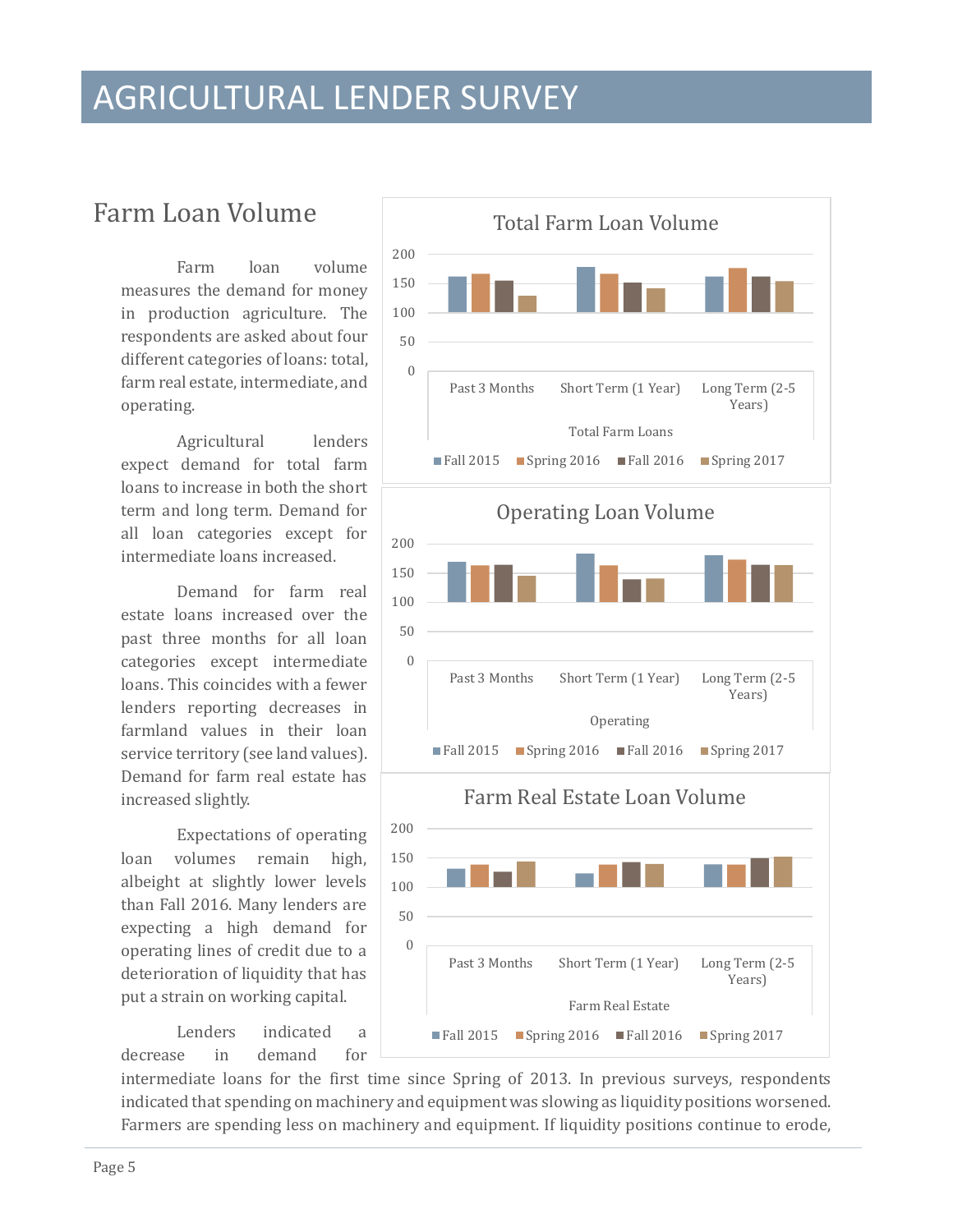# AGRICULTURAL LENDER SURVEY

## Farm Loan Volume

Farm loan volume measures the demand for money in production agriculture. The respondents are asked about four different categories of loans: total, farm real estate, intermediate, and operating.

Agricultural lenders expect demand for total farm loans to increase in both the short term and long term. Demand for all loan categories except for intermediate loans increased.

Demand for farm real estate loans increased over the past three months for all loan categories except intermediate loans. This coincides with a fewer lenders reporting decreases in farmland values in their loan service territory (see land values). Demand for farm real estate has increased slightly.

Expectations of operating loan volumes remain high, albeit at slightly lower levels than Fall 2016. Many lenders are expecting a high demand for operating lines of credit due to a deterioration of liquidity that has put a strain on working capital.

Lenders indicated a decrease in demand for intermediate loans for the first time since Spring of 2013. In previous surveys, respondents indicated that spending on machinery and equipment was slowing as liquidity positions worsened. Farmers are spending less on machinery and equipment. If liquidity positions continue to erode,

Total Farm Loan Volume

Operating Loan Volume

Farm Real Estate Loan Volume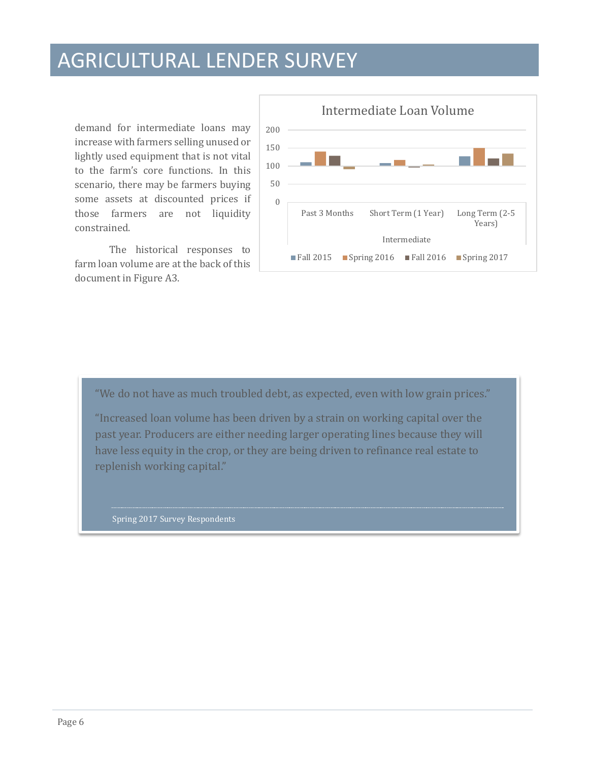# AGRICULTURAL LENDER SURVEY

demand for intermediate loans may increase with farmers selling unused or lightly used equipment that is not vital to the farm's core functions. In this scenario, there may be farmers buying some assets at discounted prices if those farmers are not liquidity constrained.

The historical responses to farm loan volume are at the back of this document in Figure A3.

**Intermediate Loan Volume**

Intermediate

| | Fall 2015 | Spring 2016 | Fall 2016 | Spring 2017 |
|---|---|---|---|---|
| Past 3 Months | | | | |
| Short Term (1 Year) | | | | |
| Long Term (2-5 Years) | | | | |

> "We do not have as much troubled debt, as expected, even with low grain prices."
>
> "Increased loan volume has been driven by a strain on working capital over the past year. Producers are either needing larger operating lines because they will have less equity in the crop, or they are being driven to refinance real estate to replenish working capital."
>
> Spring 2017 Survey Respondents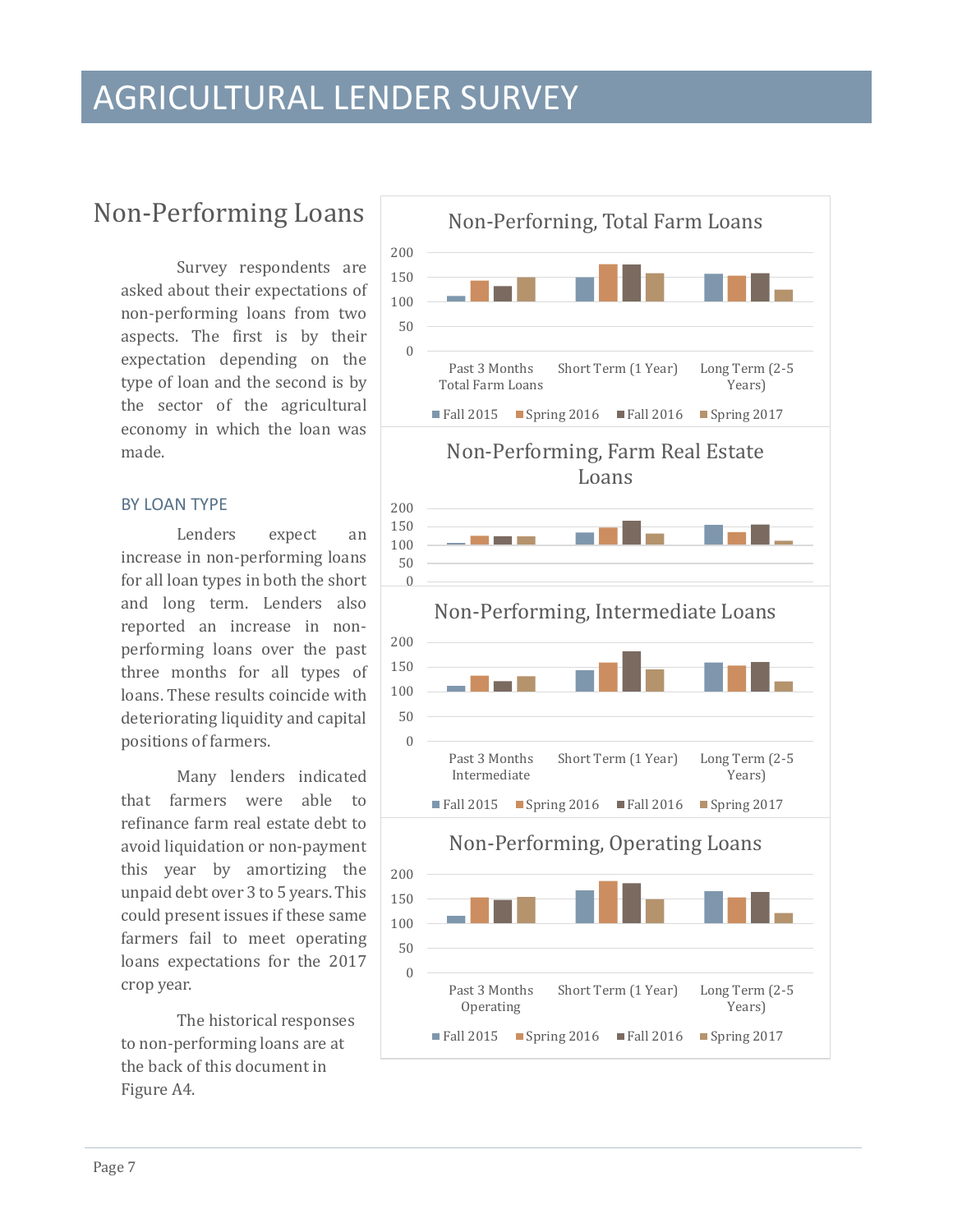# AGRICULTURAL LENDER SURVEY

## Non-Performing Loans

Survey respondents are asked about their expectations of non-performing loans from two aspects. The first is by their expectation depending on the type of loan and the second is by the sector of the agricultural economy in which the loan was made.

### BY LOAN TYPE

Lenders expect an increase in non-performing loans for all loan types in both the short and long term. Lenders also reported an increase in non-performing loans over the past three months for all types of loans. These results coincide with deteriorating liquidity and capital positions of farmers.

Many lenders indicated that farmers were able to refinance farm real estate debt to avoid liquidation or non-payment this year by amortizing the unpaid debt over 3 to 5 years. This could present issues if these same farmers fail to meet operating loans expectations for the 2017 crop year.

The historical responses to non-performing loans are at the back of this document in Figure A4.

**Non-Performing, Total Farm Loans**

Categories: Past 3 Months Total Farm Loans; Short Term (1 Year); Long Term (2-5 Years). Series: Fall 2015, Spring 2016, Fall 2016, Spring 2017. Axis: 0–200.

**Non-Performing, Farm Real Estate Loans**

Axis: 0–200.

**Non-Performing, Intermediate Loans**

Categories: Past 3 Months Intermediate; Short Term (1 Year); Long Term (2-5 Years). Series: Fall 2015, Spring 2016, Fall 2016, Spring 2017. Axis: 0–200.

**Non-Performing, Operating Loans**

Categories: Past 3 Months Operating; Short Term (1 Year); Long Term (2-5 Years). Series: Fall 2015, Spring 2016, Fall 2016, Spring 2017. Axis: 0–200.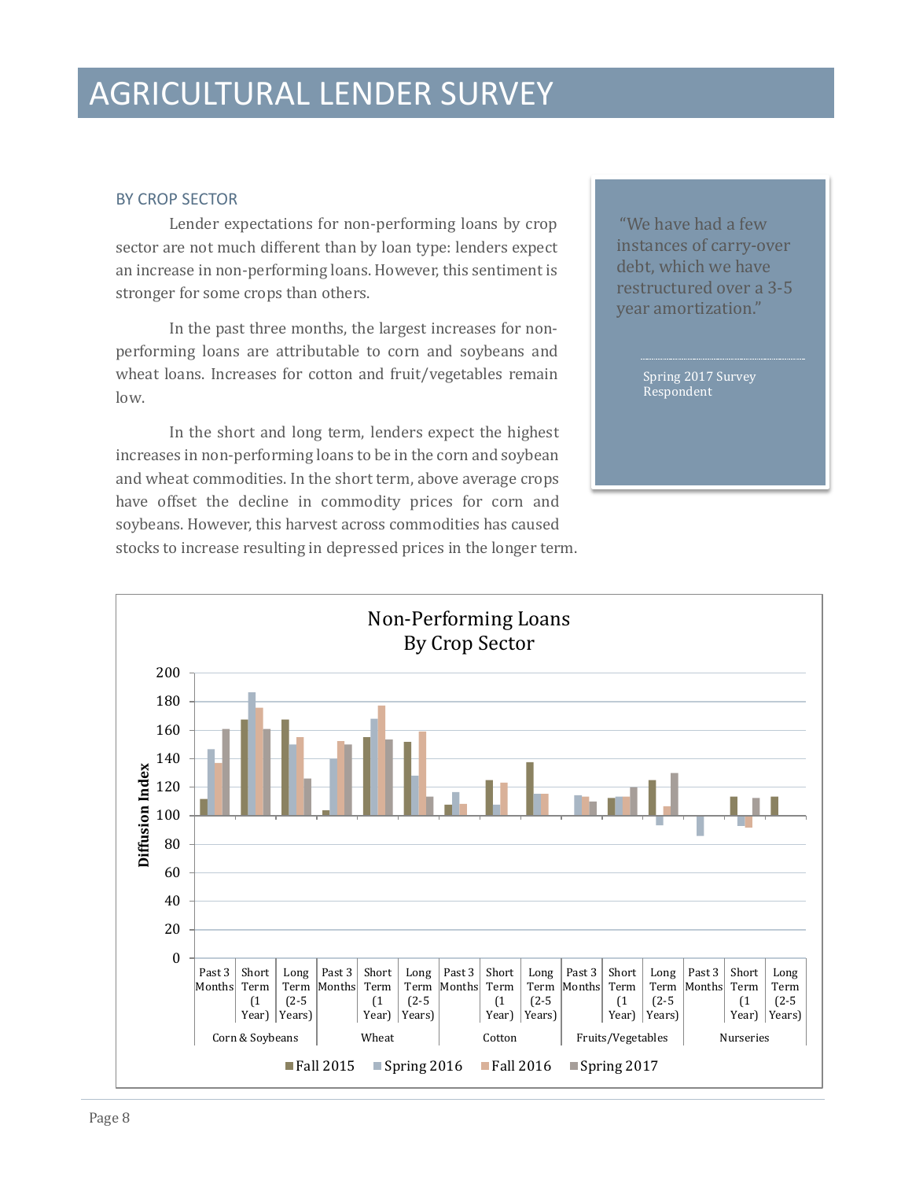# AGRICULTURAL LENDER SURVEY

### BY CROP SECTOR

Lender expectations for non-performing loans by crop sector are not much different than by loan type: lenders expect an increase in non-performing loans. However, this sentiment is stronger for some crops than others.

In the past three months, the largest increases for non-performing loans are attributable to corn and soybeans and wheat loans. Increases for cotton and fruit/vegetables remain low.

In the short and long term, lenders expect the highest increases in non-performing loans to be in the corn and soybean and wheat commodities. In the short term, above average crops have offset the decline in commodity prices for corn and soybeans. However, this harvest across commodities has caused stocks to increase resulting in depressed prices in the longer term.

> "We have had a few instances of carry-over debt, which we have restructured over a 3-5 year amortization."
>
> Spring 2017 Survey Respondent

**Non-Performing Loans By Crop Sector**

Diffusion Index (0–200) by crop sector (Corn & Soybeans, Wheat, Cotton, Fruits/Vegetables, Nurseries) and time horizon (Past 3 Months, Short Term (1 Year), Long Term (2-5 Years)), for Fall 2015, Spring 2016, Fall 2016, Spring 2017.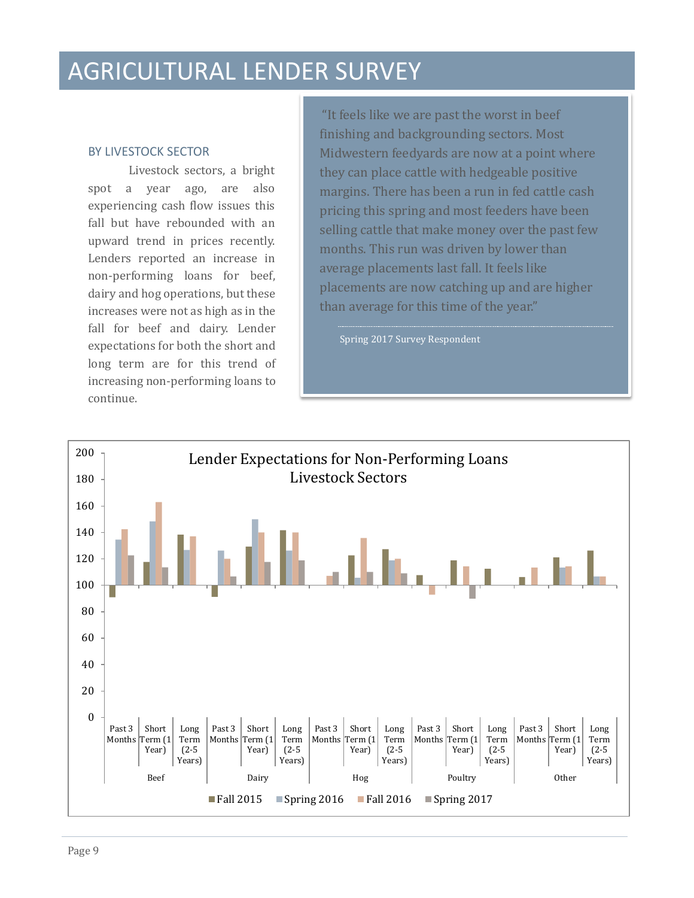# AGRICULTURAL LENDER SURVEY

## BY LIVESTOCK SECTOR

Livestock sectors, a bright spot a year ago, are also experiencing cash flow issues this fall but have rebounded with an upward trend in prices recently. Lenders reported an increase in non-performing loans for beef, dairy and hog operations, but these increases were not as high as in the fall for beef and dairy. Lender expectations for both the short and long term are for this trend of increasing non-performing loans to continue.

> "It feels like we are past the worst in beef finishing and backgrounding sectors. Most Midwestern feedyards are now at a point where they can place cattle with hedgeable positive margins. There has been a run in fed cattle cash pricing this spring and most feeders have been selling cattle that make money over the past few months. This run was driven by lower than average placements last fall. It feels like placements are now catching up and are higher than average for this time of the year."
>
> Spring 2017 Survey Respondent

**Lender Expectations for Non-Performing Loans Livestock Sectors**

| Sector | Period | Fall 2015 | Spring 2016 | Fall 2016 | Spring 2017 |
|---|---|---|---|---|---|
| Beef | Past 3 Months | 91 | 135 | 142 | 122 |
| Beef | Short Term (1 Year) | 118 | 148 | 163 | 114 |
| Beef | Long Term (2-5 Years) | 138 | 127 | 137 | |
| Dairy | Past 3 Months | 91 | 126 | 120 | 107 |
| Dairy | Short Term (1 Year) | 129 | 150 | 140 | 118 |
| Dairy | Long Term (2-5 Years) | 142 | 126 | 140 | 119 |
| Hog | Past 3 Months | | | 107 | 110 |
| Hog | Short Term (1 Year) | 122 | 106 | 136 | 110 |
| Hog | Long Term (2-5 Years) | 127 | 119 | 120 | 109 |
| Poultry | Past 3 Months | 107 | | 93 | |
| Poultry | Short Term (1 Year) | 119 | | 114 | 90 |
| Poultry | Long Term (2-5 Years) | 112 | | | |
| Other | Past 3 Months | 106 | | 113 | |
| Other | Short Term (1 Year) | 121 | 113 | 114 | |
| Other | Long Term (2-5 Years) | 126 | 107 | 107 | |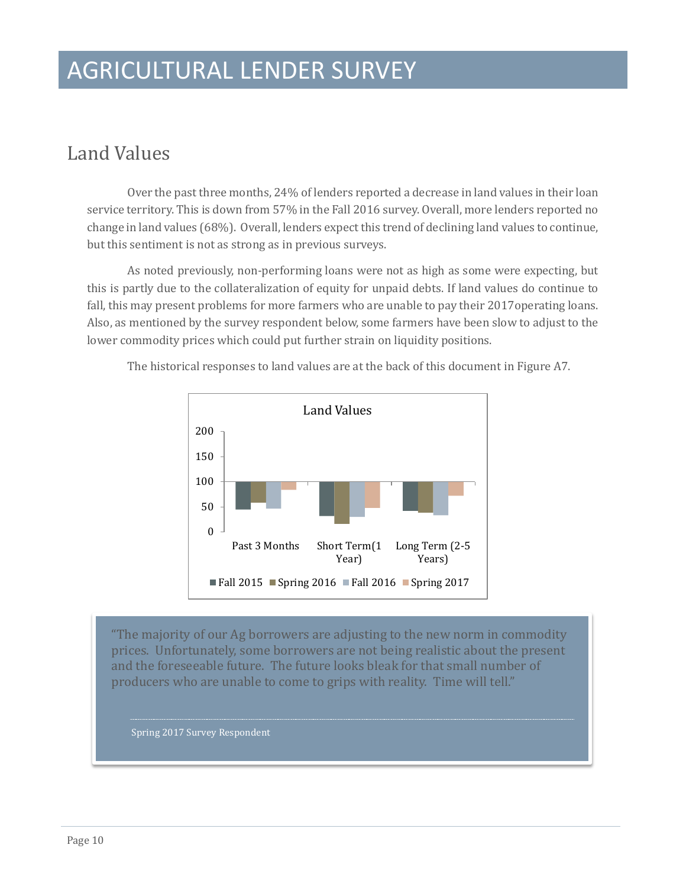# AGRICULTURAL LENDER SURVEY

## Land Values

Over the past three months, 24% of lenders reported a decrease in land values in their loan service territory. This is down from 57% in the Fall 2016 survey. Overall, more lenders reported no change in land values (68%). Overall, lenders expect this trend of declining land values to continue, but this sentiment is not as strong as in previous surveys.

As noted previously, non-performing loans were not as high as some were expecting, but this is partly due to the collateralization of equity for unpaid debts. If land values do continue to fall, this may present problems for more farmers who are unable to pay their 2017operating loans. Also, as mentioned by the survey respondent below, some farmers have been slow to adjust to the lower commodity prices which could put further strain on liquidity positions.

The historical responses to land values are at the back of this document in Figure A7.

Land Values

Legend: Fall 2015, Spring 2016, Fall 2016, Spring 2017

Categories: Past 3 Months; Short Term(1 Year); Long Term (2-5 Years)

> "The majority of our Ag borrowers are adjusting to the new norm in commodity prices. Unfortunately, some borrowers are not being realistic about the present and the foreseeable future. The future looks bleak for that small number of producers who are unable to come to grips with reality. Time will tell."
>
> Spring 2017 Survey Respondent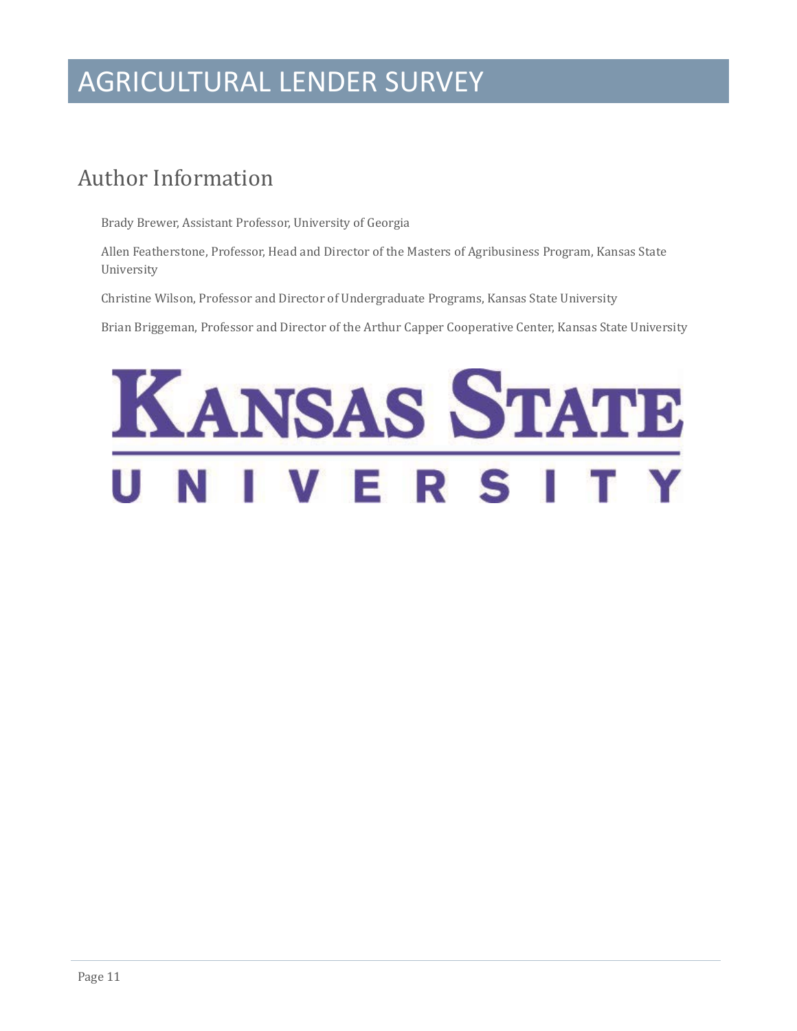# AGRICULTURAL LENDER SURVEY

## Author Information

Brady Brewer, Assistant Professor, University of Georgia

Allen Featherstone, Professor, Head and Director of the Masters of Agribusiness Program, Kansas State University

Christine Wilson, Professor and Director of Undergraduate Programs, Kansas State University

Brian Briggeman, Professor and Director of the Arthur Capper Cooperative Center, Kansas State University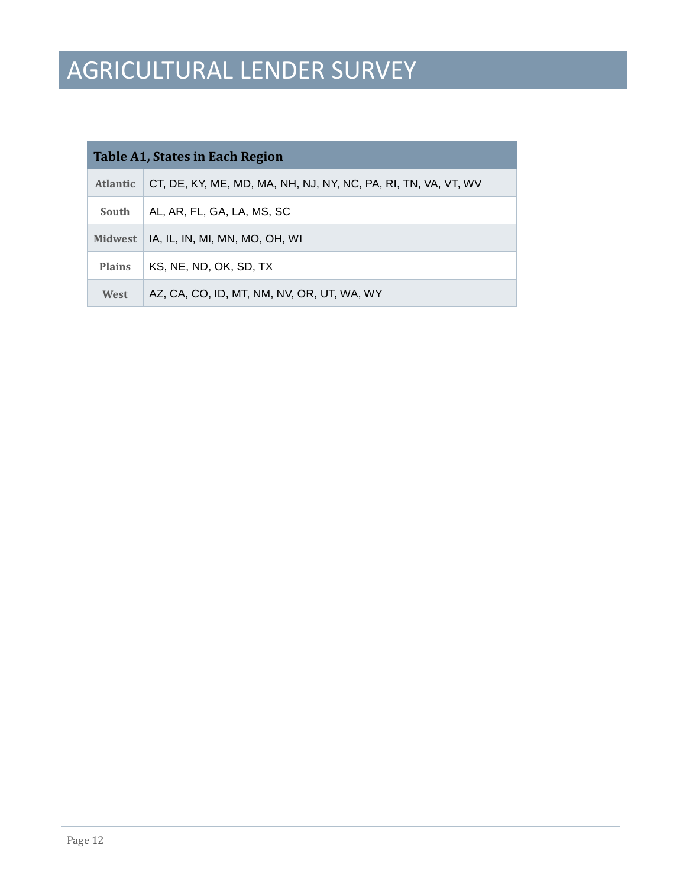# AGRICULTURAL LENDER SURVEY

| Table A1, States in Each Region | |
|---|---|
| Atlantic | CT, DE, KY, ME, MD, MA, NH, NJ, NY, NC, PA, RI, TN, VA, VT, WV |
| South | AL, AR, FL, GA, LA, MS, SC |
| Midwest | IA, IL, IN, MI, MN, MO, OH, WI |
| Plains | KS, NE, ND, OK, SD, TX |
| West | AZ, CA, CO, ID, MT, NM, NV, OR, UT, WA, WY |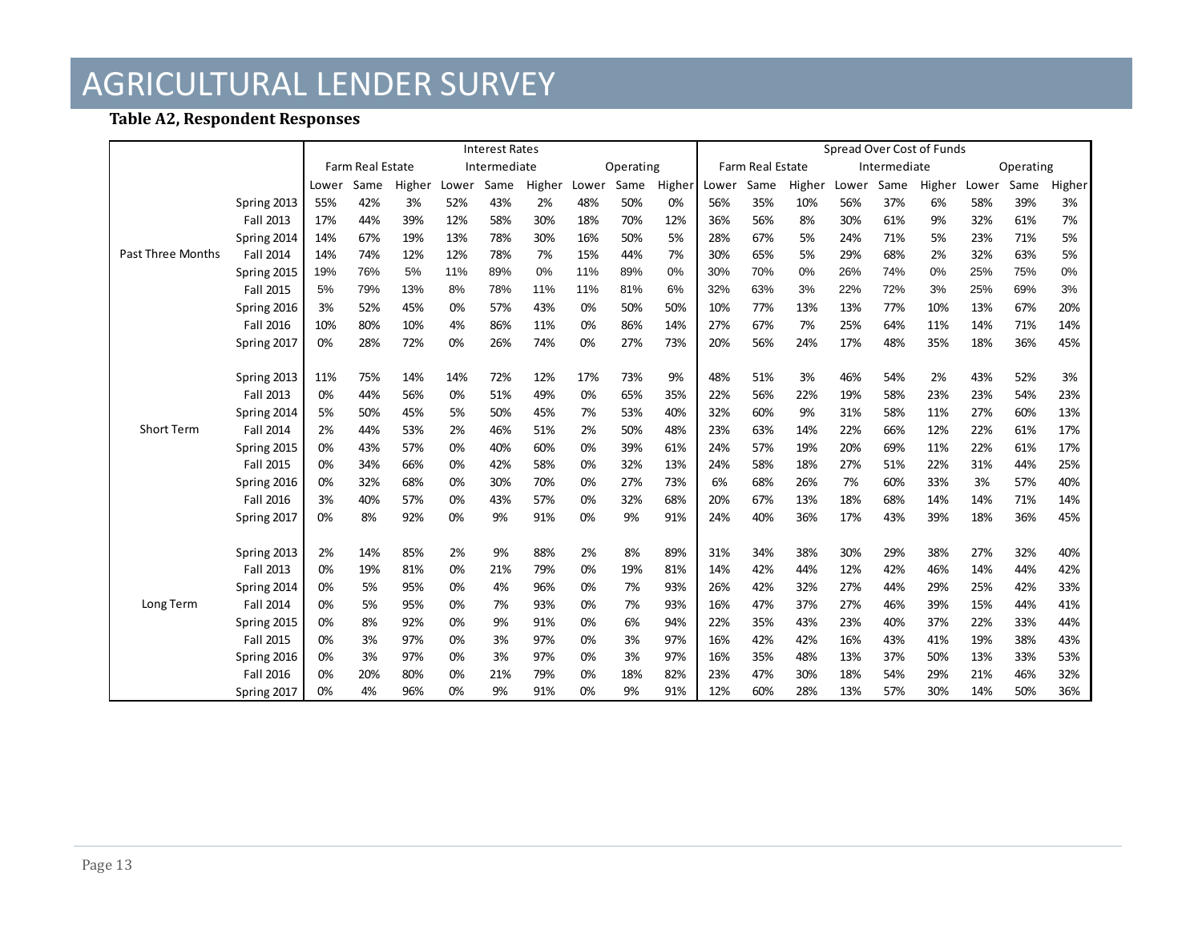# AGRICULTURAL LENDER SURVEY

**Table A2, Respondent Responses**

| | | Interest Rates | | | | | | | | | Spread Over Cost of Funds | | | | | | | | |
|---|---|---|---|---|---|---|---|---|---|---|---|---|---|---|---|---|---|---|---|
| | | Farm Real Estate | | | Intermediate | | | Operating | | | Farm Real Estate | | | Intermediate | | | Operating | | |
| | | Lower | Same | Higher | Lower | Same | Higher | Lower | Same | Higher | Lower | Same | Higher | Lower | Same | Higher | Lower | Same | Higher |
| Past Three Months | Spring 2013 | 55% | 42% | 3% | 52% | 43% | 2% | 48% | 50% | 0% | 56% | 35% | 10% | 56% | 37% | 6% | 58% | 39% | 3% |
| | Fall 2013 | 17% | 44% | 39% | 12% | 58% | 30% | 18% | 70% | 12% | 36% | 56% | 8% | 30% | 61% | 9% | 32% | 61% | 7% |
| | Spring 2014 | 14% | 67% | 19% | 13% | 78% | 30% | 16% | 50% | 5% | 28% | 67% | 5% | 24% | 71% | 5% | 23% | 71% | 5% |
| | Fall 2014 | 14% | 74% | 12% | 12% | 78% | 7% | 15% | 44% | 7% | 30% | 65% | 5% | 29% | 68% | 2% | 32% | 63% | 5% |
| | Spring 2015 | 19% | 76% | 5% | 11% | 89% | 0% | 11% | 89% | 0% | 30% | 70% | 0% | 26% | 74% | 0% | 25% | 75% | 0% |
| | Fall 2015 | 5% | 79% | 13% | 8% | 78% | 11% | 11% | 81% | 6% | 32% | 63% | 3% | 22% | 72% | 3% | 25% | 69% | 3% |
| | Spring 2016 | 3% | 52% | 45% | 0% | 57% | 43% | 0% | 50% | 50% | 10% | 77% | 13% | 13% | 77% | 10% | 13% | 67% | 20% |
| | Fall 2016 | 10% | 80% | 10% | 4% | 86% | 11% | 0% | 86% | 14% | 27% | 67% | 7% | 25% | 64% | 11% | 14% | 71% | 14% |
| | Spring 2017 | 0% | 28% | 72% | 0% | 26% | 74% | 0% | 27% | 73% | 20% | 56% | 24% | 17% | 48% | 35% | 18% | 36% | 45% |
| Short Term | Spring 2013 | 11% | 75% | 14% | 14% | 72% | 12% | 17% | 73% | 9% | 48% | 51% | 3% | 46% | 54% | 2% | 43% | 52% | 3% |
| | Fall 2013 | 0% | 44% | 56% | 0% | 51% | 49% | 0% | 65% | 35% | 22% | 56% | 22% | 19% | 58% | 23% | 23% | 54% | 23% |
| | Spring 2014 | 5% | 50% | 45% | 5% | 50% | 45% | 7% | 53% | 40% | 32% | 60% | 9% | 31% | 58% | 11% | 27% | 60% | 13% |
| | Fall 2014 | 2% | 44% | 53% | 2% | 46% | 51% | 2% | 50% | 48% | 23% | 63% | 14% | 22% | 66% | 12% | 22% | 61% | 17% |
| | Spring 2015 | 0% | 43% | 57% | 0% | 40% | 60% | 0% | 39% | 61% | 24% | 57% | 19% | 20% | 69% | 11% | 22% | 61% | 17% |
| | Fall 2015 | 0% | 34% | 66% | 0% | 42% | 58% | 0% | 32% | 13% | 24% | 58% | 18% | 27% | 51% | 22% | 31% | 44% | 25% |
| | Spring 2016 | 0% | 32% | 68% | 0% | 30% | 70% | 0% | 27% | 73% | 6% | 68% | 26% | 7% | 60% | 33% | 3% | 57% | 40% |
| | Fall 2016 | 3% | 40% | 57% | 0% | 43% | 57% | 0% | 32% | 68% | 20% | 67% | 13% | 18% | 68% | 14% | 14% | 71% | 14% |
| | Spring 2017 | 0% | 8% | 92% | 0% | 9% | 91% | 0% | 9% | 91% | 24% | 40% | 36% | 17% | 43% | 39% | 18% | 36% | 45% |
| Long Term | Spring 2013 | 2% | 14% | 85% | 2% | 9% | 88% | 2% | 8% | 89% | 31% | 34% | 38% | 30% | 29% | 38% | 27% | 32% | 40% |
| | Fall 2013 | 0% | 19% | 81% | 0% | 21% | 79% | 0% | 19% | 81% | 14% | 42% | 44% | 12% | 42% | 46% | 14% | 44% | 42% |
| | Spring 2014 | 0% | 5% | 95% | 0% | 4% | 96% | 0% | 7% | 93% | 26% | 42% | 32% | 27% | 44% | 29% | 25% | 42% | 33% |
| | Fall 2014 | 0% | 5% | 95% | 0% | 7% | 93% | 0% | 7% | 93% | 16% | 47% | 37% | 27% | 46% | 39% | 15% | 44% | 41% |
| | Spring 2015 | 0% | 8% | 92% | 0% | 9% | 91% | 0% | 6% | 94% | 22% | 35% | 43% | 23% | 40% | 37% | 22% | 33% | 44% |
| | Fall 2015 | 0% | 3% | 97% | 0% | 3% | 97% | 0% | 3% | 97% | 16% | 42% | 42% | 16% | 43% | 41% | 19% | 38% | 43% |
| | Spring 2016 | 0% | 3% | 97% | 0% | 3% | 97% | 0% | 3% | 97% | 16% | 35% | 48% | 13% | 37% | 50% | 13% | 33% | 53% |
| | Fall 2016 | 0% | 20% | 80% | 0% | 21% | 79% | 0% | 18% | 82% | 23% | 47% | 30% | 18% | 54% | 29% | 21% | 46% | 32% |
| | Spring 2017 | 0% | 4% | 96% | 0% | 9% | 91% | 0% | 9% | 91% | 12% | 60% | 28% | 13% | 57% | 30% | 14% | 50% | 36% |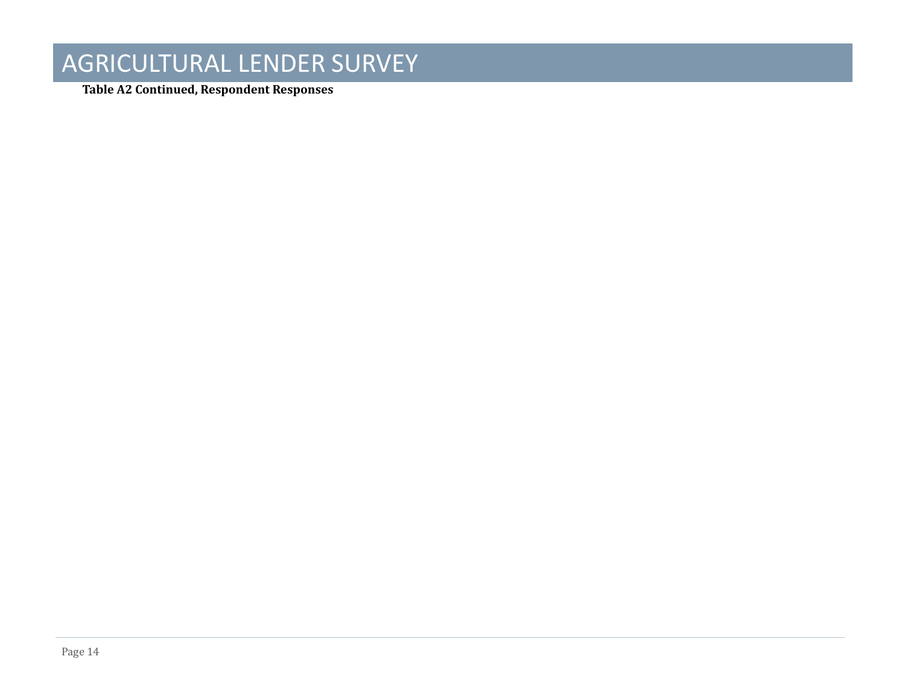**Table A2 Continued, Respondent Responses**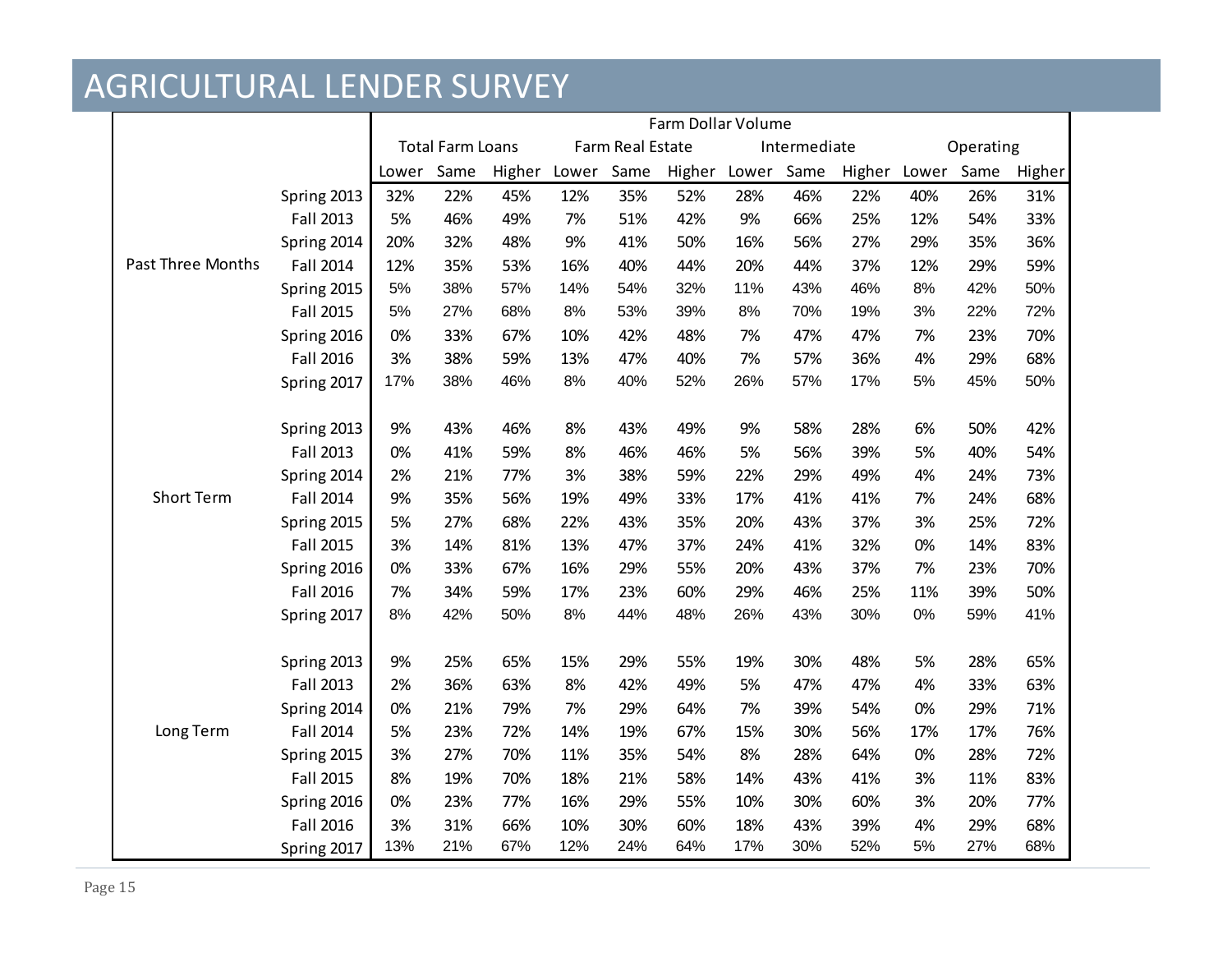# AGRICULTURAL LENDER SURVEY

| | | Farm Dollar Volume | | | | | | | | | | | |
|---|---|---|---|---|---|---|---|---|---|---|---|---|---|
| | | Total Farm Loans | | | Farm Real Estate | | | Intermediate | | | Operating | | |
| | | Lower | Same | Higher | Lower | Same | Higher | Lower | Same | Higher | Lower | Same | Higher |
| Past Three Months | Spring 2013 | 32% | 22% | 45% | 12% | 35% | 52% | 28% | 46% | 22% | 40% | 26% | 31% |
| | Fall 2013 | 5% | 46% | 49% | 7% | 51% | 42% | 9% | 66% | 25% | 12% | 54% | 33% |
| | Spring 2014 | 20% | 32% | 48% | 9% | 41% | 50% | 16% | 56% | 27% | 29% | 35% | 36% |
| | Fall 2014 | 12% | 35% | 53% | 16% | 40% | 44% | 20% | 44% | 37% | 12% | 29% | 59% |
| | Spring 2015 | 5% | 38% | 57% | 14% | 54% | 32% | 11% | 43% | 46% | 8% | 42% | 50% |
| | Fall 2015 | 5% | 27% | 68% | 8% | 53% | 39% | 8% | 70% | 19% | 3% | 22% | 72% |
| | Spring 2016 | 0% | 33% | 67% | 10% | 42% | 48% | 7% | 47% | 47% | 7% | 23% | 70% |
| | Fall 2016 | 3% | 38% | 59% | 13% | 47% | 40% | 7% | 57% | 36% | 4% | 29% | 68% |
| | Spring 2017 | 17% | 38% | 46% | 8% | 40% | 52% | 26% | 57% | 17% | 5% | 45% | 50% |
| Short Term | Spring 2013 | 9% | 43% | 46% | 8% | 43% | 49% | 9% | 58% | 28% | 6% | 50% | 42% |
| | Fall 2013 | 0% | 41% | 59% | 8% | 46% | 46% | 5% | 56% | 39% | 5% | 40% | 54% |
| | Spring 2014 | 2% | 21% | 77% | 3% | 38% | 59% | 22% | 29% | 49% | 4% | 24% | 73% |
| | Fall 2014 | 9% | 35% | 56% | 19% | 49% | 33% | 17% | 41% | 41% | 7% | 24% | 68% |
| | Spring 2015 | 5% | 27% | 68% | 22% | 43% | 35% | 20% | 43% | 37% | 3% | 25% | 72% |
| | Fall 2015 | 3% | 14% | 81% | 13% | 47% | 37% | 24% | 41% | 32% | 0% | 14% | 83% |
| | Spring 2016 | 0% | 33% | 67% | 16% | 29% | 55% | 20% | 43% | 37% | 7% | 23% | 70% |
| | Fall 2016 | 7% | 34% | 59% | 17% | 23% | 60% | 29% | 46% | 25% | 11% | 39% | 50% |
| | Spring 2017 | 8% | 42% | 50% | 8% | 44% | 48% | 26% | 43% | 30% | 0% | 59% | 41% |
| Long Term | Spring 2013 | 9% | 25% | 65% | 15% | 29% | 55% | 19% | 30% | 48% | 5% | 28% | 65% |
| | Fall 2013 | 2% | 36% | 63% | 8% | 42% | 49% | 5% | 47% | 47% | 4% | 33% | 63% |
| | Spring 2014 | 0% | 21% | 79% | 7% | 29% | 64% | 7% | 39% | 54% | 0% | 29% | 71% |
| | Fall 2014 | 5% | 23% | 72% | 14% | 19% | 67% | 15% | 30% | 56% | 17% | 17% | 76% |
| | Spring 2015 | 3% | 27% | 70% | 11% | 35% | 54% | 8% | 28% | 64% | 0% | 28% | 72% |
| | Fall 2015 | 8% | 19% | 70% | 18% | 21% | 58% | 14% | 43% | 41% | 3% | 11% | 83% |
| | Spring 2016 | 0% | 23% | 77% | 16% | 29% | 55% | 10% | 30% | 60% | 3% | 20% | 77% |
| | Fall 2016 | 3% | 31% | 66% | 10% | 30% | 60% | 18% | 43% | 39% | 4% | 29% | 68% |
| | Spring 2017 | 13% | 21% | 67% | 12% | 24% | 64% | 17% | 30% | 52% | 5% | 27% | 68% |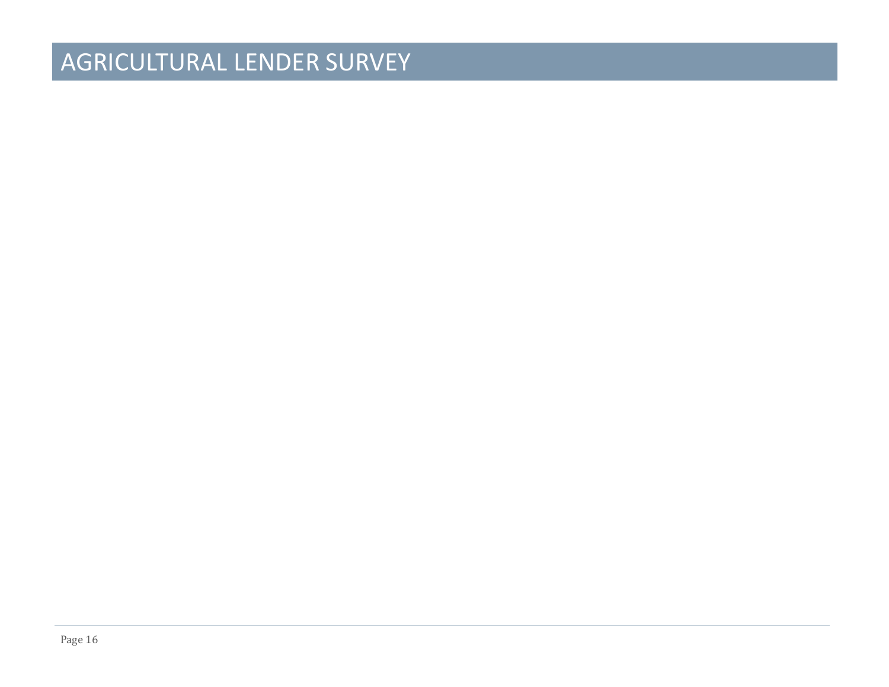# AGRICULTURAL LENDER SURVEY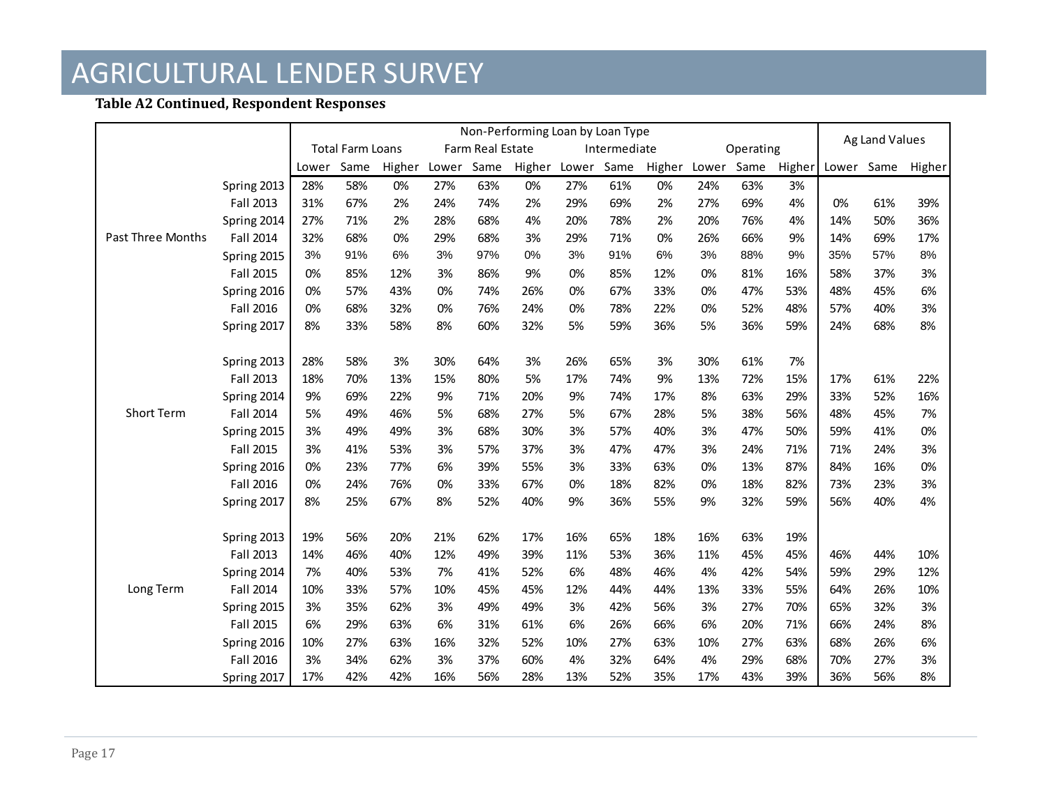# AGRICULTURAL LENDER SURVEY

**Table A2 Continued, Respondent Responses**

| | | Non-Performing Loan by Loan Type | | | | | | | | | | | | Ag Land Values | | |
|---|---|---|---|---|---|---|---|---|---|---|---|---|---|---|---|---|
| | | Total Farm Loans | | | Farm Real Estate | | | Intermediate | | | Operating | | | | | |
| | | Lower | Same | Higher | Lower | Same | Higher | Lower | Same | Higher | Lower | Same | Higher | Lower | Same | Higher |
| Past Three Months | Spring 2013 | 28% | 58% | 0% | 27% | 63% | 0% | 27% | 61% | 0% | 24% | 63% | 3% | | | |
| | Fall 2013 | 31% | 67% | 2% | 24% | 74% | 2% | 29% | 69% | 2% | 27% | 69% | 4% | 0% | 61% | 39% |
| | Spring 2014 | 27% | 71% | 2% | 28% | 68% | 4% | 20% | 78% | 2% | 20% | 76% | 4% | 14% | 50% | 36% |
| | Fall 2014 | 32% | 68% | 0% | 29% | 68% | 3% | 29% | 71% | 0% | 26% | 66% | 9% | 14% | 69% | 17% |
| | Spring 2015 | 3% | 91% | 6% | 3% | 97% | 0% | 3% | 91% | 6% | 3% | 88% | 9% | 35% | 57% | 8% |
| | Fall 2015 | 0% | 85% | 12% | 3% | 86% | 9% | 0% | 85% | 12% | 0% | 81% | 16% | 58% | 37% | 3% |
| | Spring 2016 | 0% | 57% | 43% | 0% | 74% | 26% | 0% | 67% | 33% | 0% | 47% | 53% | 48% | 45% | 6% |
| | Fall 2016 | 0% | 68% | 32% | 0% | 76% | 24% | 0% | 78% | 22% | 0% | 52% | 48% | 57% | 40% | 3% |
| | Spring 2017 | 8% | 33% | 58% | 8% | 60% | 32% | 5% | 59% | 36% | 5% | 36% | 59% | 24% | 68% | 8% |
| Short Term | Spring 2013 | 28% | 58% | 3% | 30% | 64% | 3% | 26% | 65% | 3% | 30% | 61% | 7% | | | |
| | Fall 2013 | 18% | 70% | 13% | 15% | 80% | 5% | 17% | 74% | 9% | 13% | 72% | 15% | 17% | 61% | 22% |
| | Spring 2014 | 9% | 69% | 22% | 9% | 71% | 20% | 9% | 74% | 17% | 8% | 63% | 29% | 33% | 52% | 16% |
| | Fall 2014 | 5% | 49% | 46% | 5% | 68% | 27% | 5% | 67% | 28% | 5% | 38% | 56% | 48% | 45% | 7% |
| | Spring 2015 | 3% | 49% | 49% | 3% | 68% | 30% | 3% | 57% | 40% | 3% | 47% | 50% | 59% | 41% | 0% |
| | Fall 2015 | 3% | 41% | 53% | 3% | 57% | 37% | 3% | 47% | 47% | 3% | 24% | 71% | 71% | 24% | 3% |
| | Spring 2016 | 0% | 23% | 77% | 6% | 39% | 55% | 3% | 33% | 63% | 0% | 13% | 87% | 84% | 16% | 0% |
| | Fall 2016 | 0% | 24% | 76% | 0% | 33% | 67% | 0% | 18% | 82% | 0% | 18% | 82% | 73% | 23% | 3% |
| | Spring 2017 | 8% | 25% | 67% | 8% | 52% | 40% | 9% | 36% | 55% | 9% | 32% | 59% | 56% | 40% | 4% |
| Long Term | Spring 2013 | 19% | 56% | 20% | 21% | 62% | 17% | 16% | 65% | 18% | 16% | 63% | 19% | | | |
| | Fall 2013 | 14% | 46% | 40% | 12% | 49% | 39% | 11% | 53% | 36% | 11% | 45% | 45% | 46% | 44% | 10% |
| | Spring 2014 | 7% | 40% | 53% | 7% | 41% | 52% | 6% | 48% | 46% | 4% | 42% | 54% | 59% | 29% | 12% |
| | Fall 2014 | 10% | 33% | 57% | 10% | 45% | 45% | 12% | 44% | 44% | 13% | 33% | 55% | 64% | 26% | 10% |
| | Spring 2015 | 3% | 35% | 62% | 3% | 49% | 49% | 3% | 42% | 56% | 3% | 27% | 70% | 65% | 32% | 3% |
| | Fall 2015 | 6% | 29% | 63% | 6% | 31% | 61% | 6% | 26% | 66% | 6% | 20% | 71% | 66% | 24% | 8% |
| | Spring 2016 | 10% | 27% | 63% | 16% | 32% | 52% | 10% | 27% | 63% | 10% | 27% | 63% | 68% | 26% | 6% |
| | Fall 2016 | 3% | 34% | 62% | 3% | 37% | 60% | 4% | 32% | 64% | 4% | 29% | 68% | 70% | 27% | 3% |
| | Spring 2017 | 17% | 42% | 42% | 16% | 56% | 28% | 13% | 52% | 35% | 17% | 43% | 39% | 36% | 56% | 8% |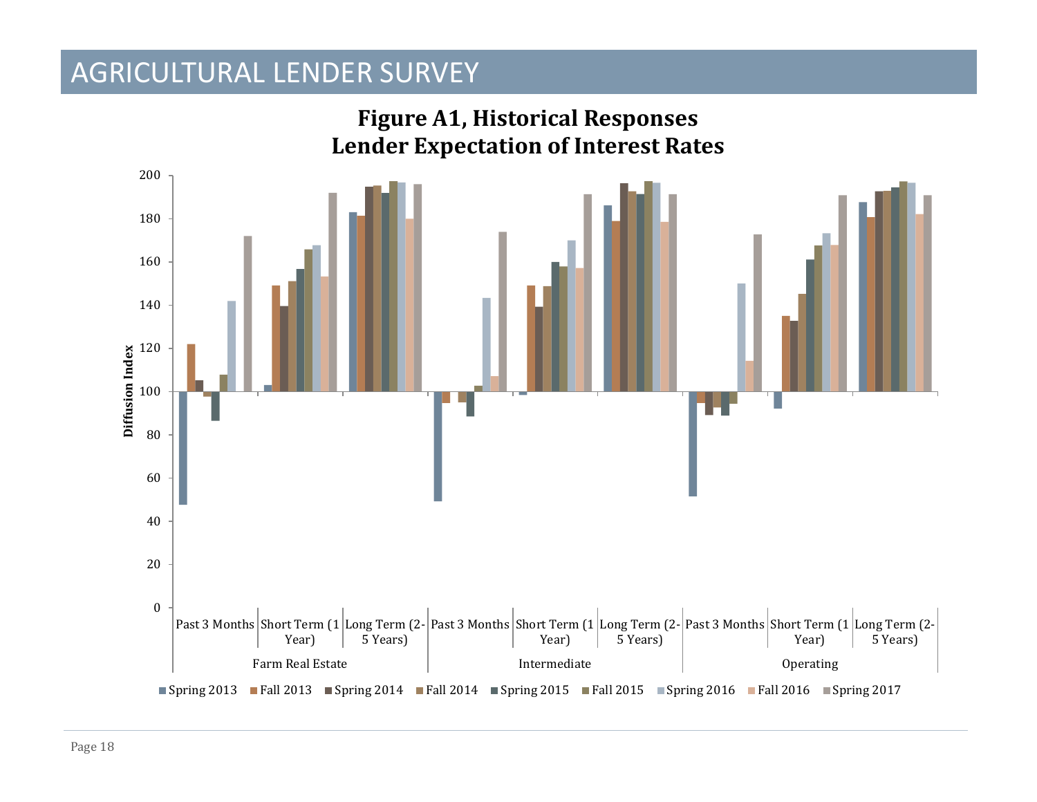# AGRICULTURAL LENDER SURVEY

**Figure A1, Historical Responses**
**Lender Expectation of Interest Rates**

Diffusion Index

200
180
160
140
120
100
80
60
40
20
0

Past 3 Months | Short Term (1 Year) | Long Term (2-5 Years) | Past 3 Months | Short Term (1 Year) | Long Term (2-5 Years) | Past 3 Months | Short Term (1 Year) | Long Term (2-5 Years)

Farm Real Estate | Intermediate | Operating

Spring 2013 | Fall 2013 | Spring 2014 | Fall 2014 | Spring 2015 | Fall 2015 | Spring 2016 | Fall 2016 | Spring 2017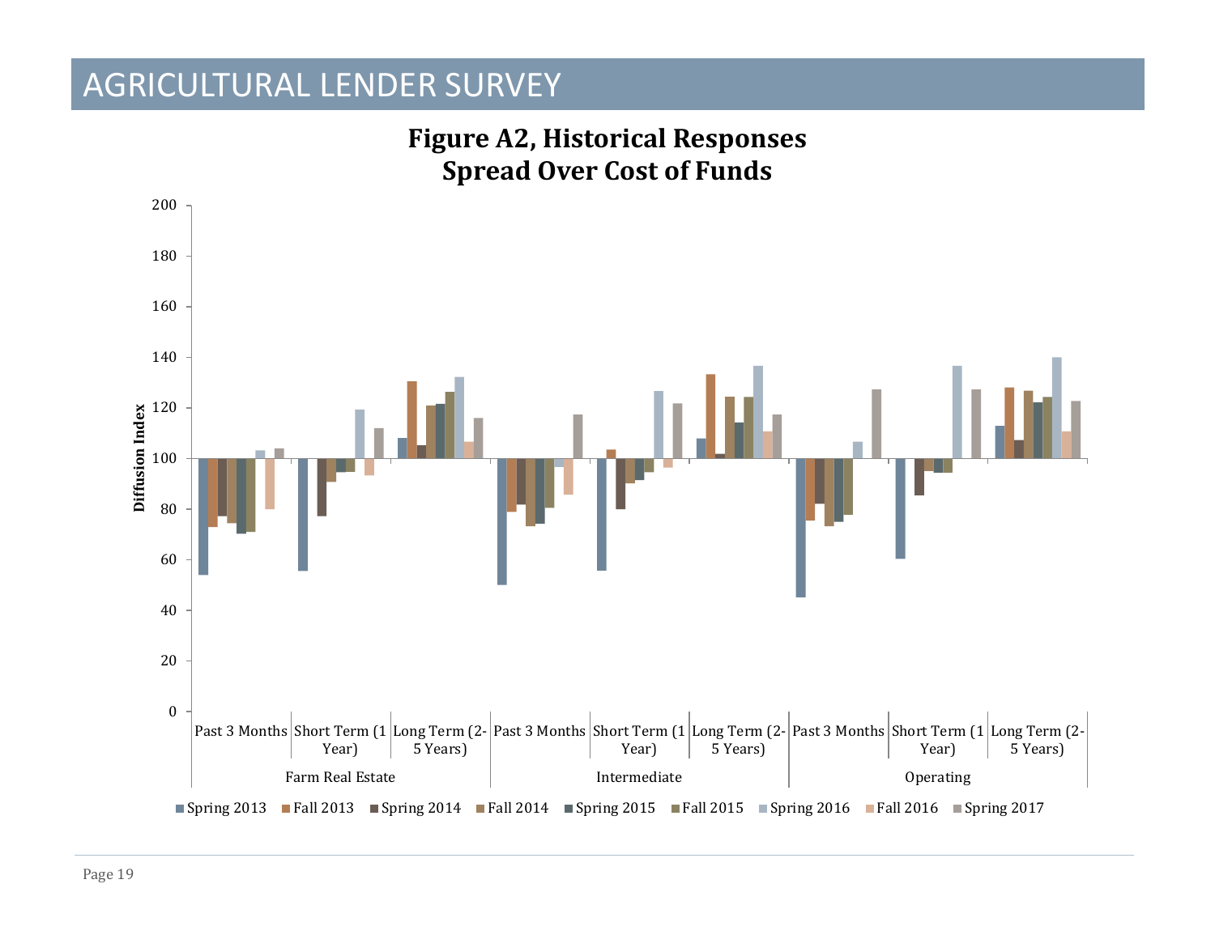# AGRICULTURAL LENDER SURVEY

**Figure A2, Historical Responses**
**Spread Over Cost of Funds**

Diffusion Index

200
180
160
140
120
100
80
60
40
20
0

| Farm Real Estate | | | Intermediate | | | Operating | | |
|---|---|---|---|---|---|---|---|---|
| Past 3 Months | Short Term (1 Year) | Long Term (2-5 Years) | Past 3 Months | Short Term (1 Year) | Long Term (2-5 Years) | Past 3 Months | Short Term (1 Year) | Long Term (2-5 Years) |

Spring 2013 | Fall 2013 | Spring 2014 | Fall 2014 | Spring 2015 | Fall 2015 | Spring 2016 | Fall 2016 | Spring 2017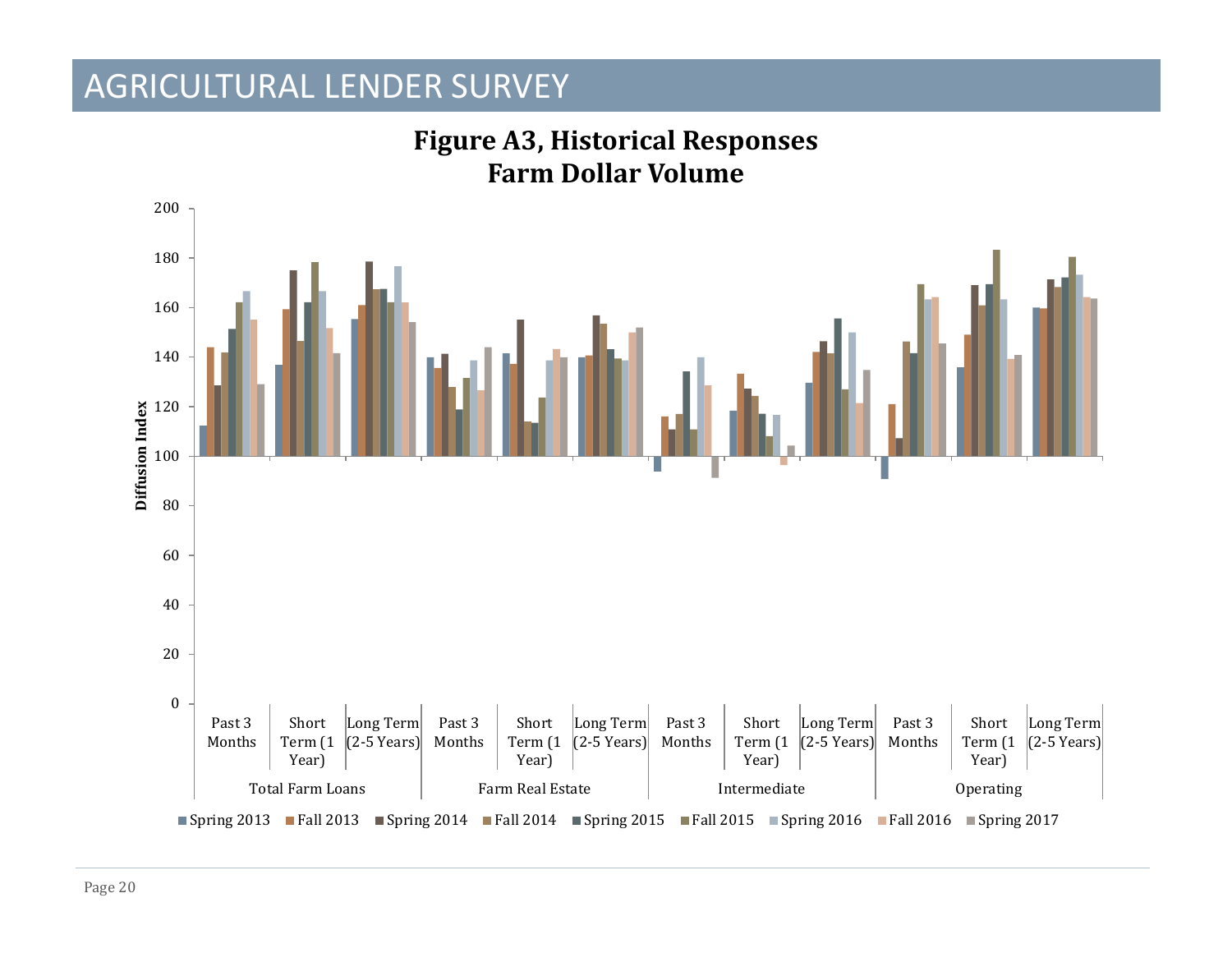# AGRICULTURAL LENDER SURVEY

**Figure A3, Historical Responses**
**Farm Dollar Volume**

Diffusion Index

200
180
160
140
120
100
80
60
40
20
0

| Total Farm Loans | | | Farm Real Estate | | | Intermediate | | | Operating | | |
|---|---|---|---|---|---|---|---|---|---|---|---|
| Past 3 Months | Short Term (1 Year) | Long Term (2-5 Years) | Past 3 Months | Short Term (1 Year) | Long Term (2-5 Years) | Past 3 Months | Short Term (1 Year) | Long Term (2-5 Years) | Past 3 Months | Short Term (1 Year) | Long Term (2-5 Years) |

■ Spring 2013 ■ Fall 2013 ■ Spring 2014 ■ Fall 2014 ■ Spring 2015 ■ Fall 2015 ■ Spring 2016 ■ Fall 2016 ■ Spring 2017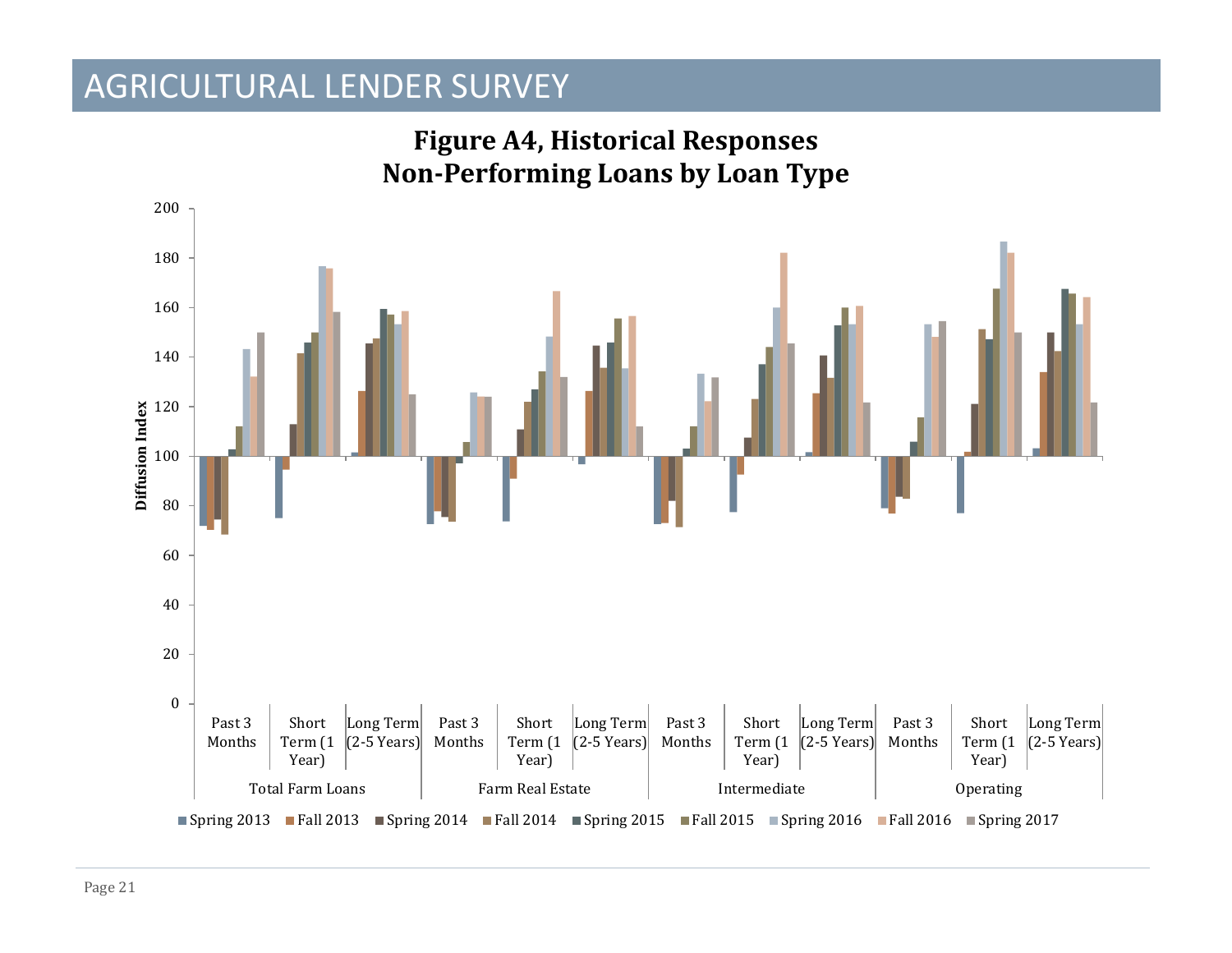# AGRICULTURAL LENDER SURVEY

## Figure A4, Historical Responses
## Non-Performing Loans by Loan Type

Diffusion Index

200
180
160
140
120
100
80
60
40
20
0

| Total Farm Loans | | | Farm Real Estate | | | Intermediate | | | Operating | | |
|---|---|---|---|---|---|---|---|---|---|---|---|
| Past 3 Months | Short Term (1 Year) | Long Term (2-5 Years) | Past 3 Months | Short Term (1 Year) | Long Term (2-5 Years) | Past 3 Months | Short Term (1 Year) | Long Term (2-5 Years) | Past 3 Months | Short Term (1 Year) | Long Term (2-5 Years) |

Spring 2013, Fall 2013, Spring 2014, Fall 2014, Spring 2015, Fall 2015, Spring 2016, Fall 2016, Spring 2017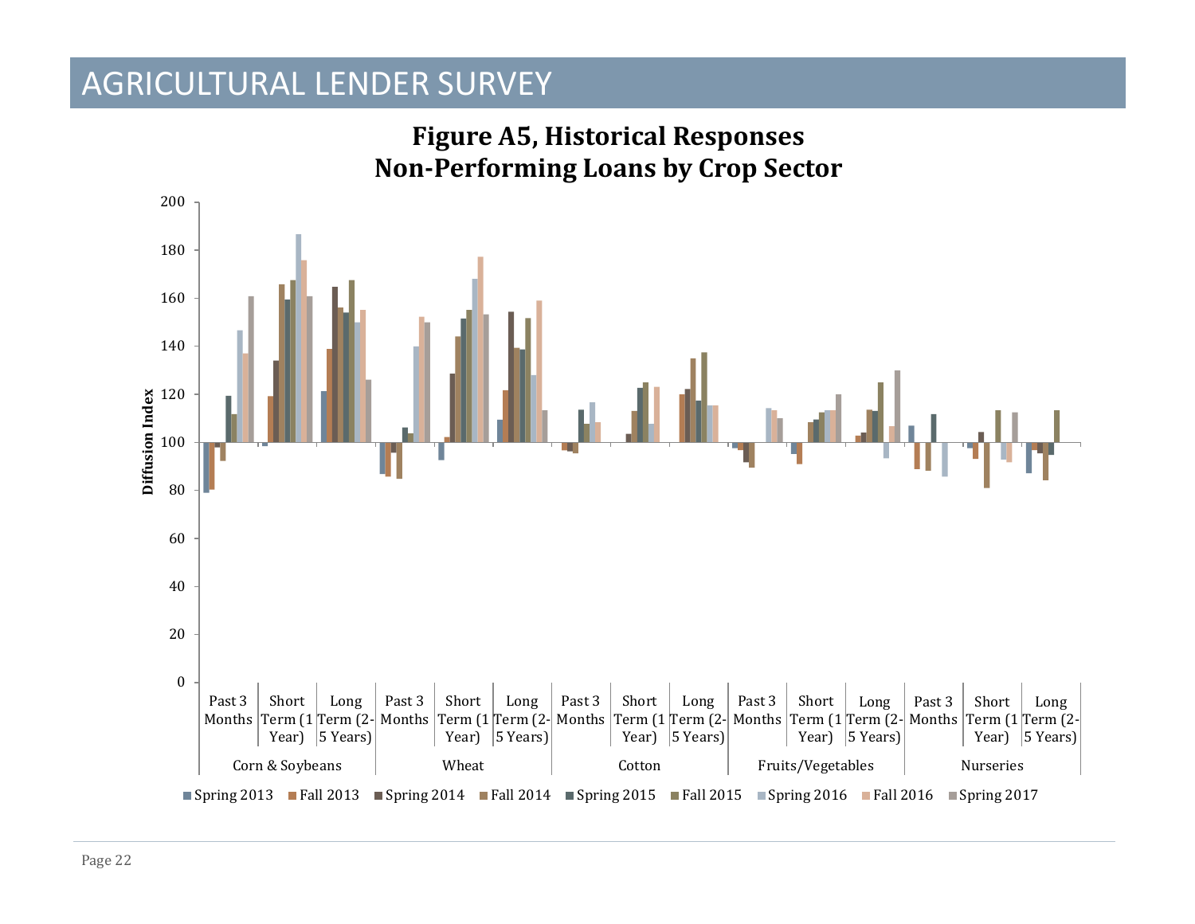# AGRICULTURAL LENDER SURVEY

**Figure A5, Historical Responses**
**Non-Performing Loans by Crop Sector**

Diffusion Index

Corn & Soybeans: Past 3 Months, Short Term (1 Year), Long Term (2-5 Years)
Wheat: Past 3 Months, Short Term (1 Year), Long Term (2-5 Years)
Cotton: Past 3 Months, Short Term (1 Year), Long Term (2-5 Years)
Fruits/Vegetables: Past 3 Months, Short Term (1 Year), Long Term (2-5 Years)
Nurseries: Past 3 Months, Short Term (1 Year), Long Term (2-5 Years)

Spring 2013, Fall 2013, Spring 2014, Fall 2014, Spring 2015, Fall 2015, Spring 2016, Fall 2016, Spring 2017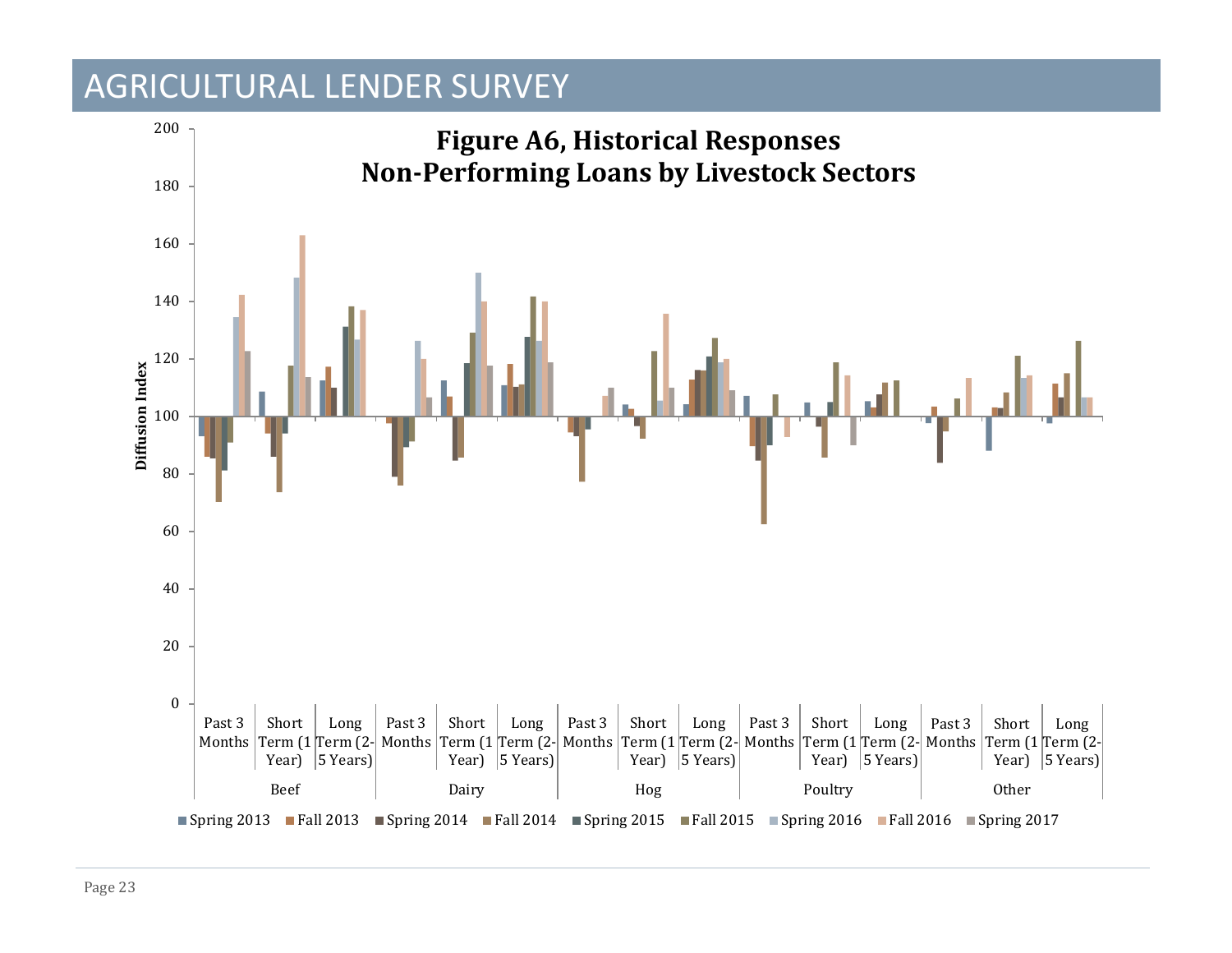# AGRICULTURAL LENDER SURVEY

**Figure A6, Historical Responses**
**Non-Performing Loans by Livestock Sectors**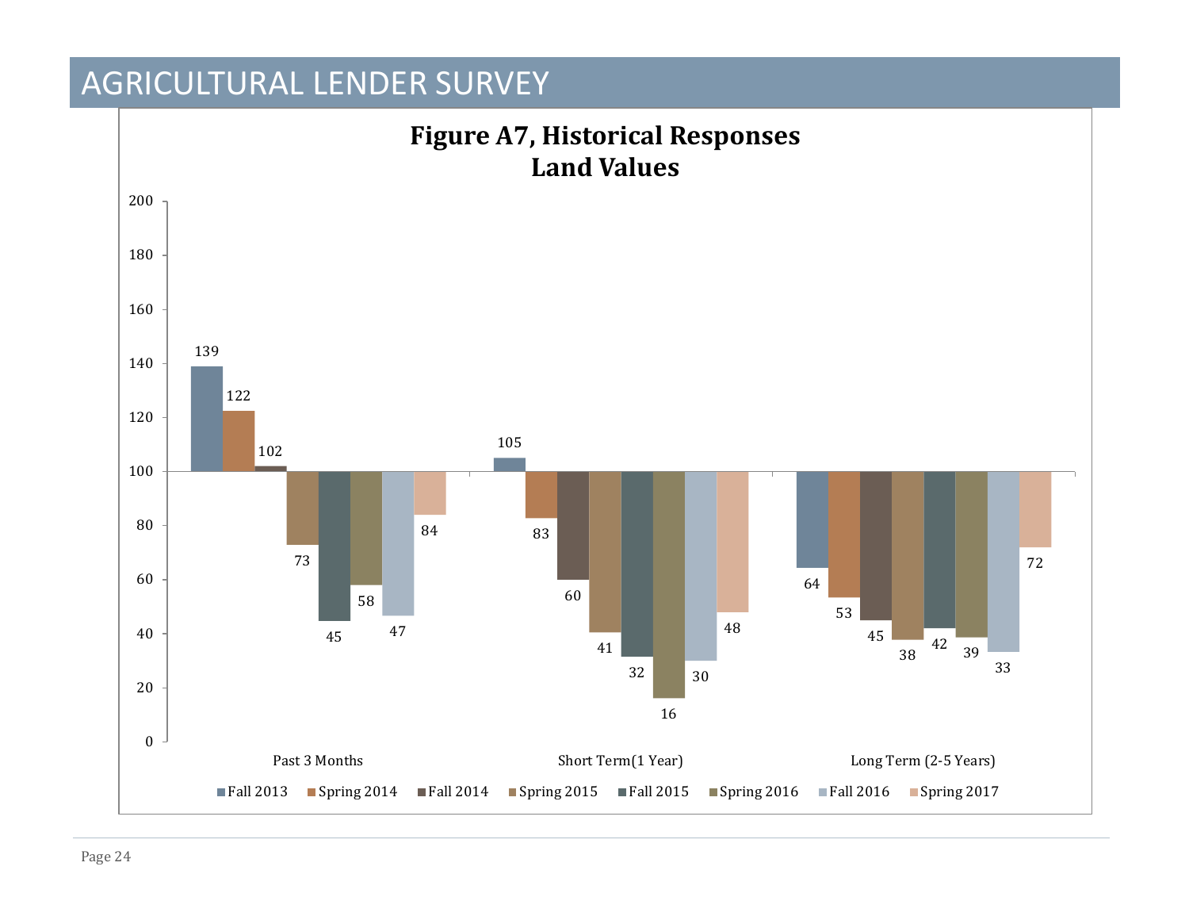## AGRICULTURAL LENDER SURVEY

**Figure A7, Historical Responses**
**Land Values**

200
180
160
140
120
100
80
60
40
20
0

Past 3 Months: 139, 122, 102, 73, 45, 58, 47, 84

Short Term(1 Year): 105, 83, 60, 41, 32, 16, 30, 48

Long Term (2-5 Years): 64, 53, 45, 38, 42, 39, 33, 72

Fall 2013, Spring 2014, Fall 2014, Spring 2015, Fall 2015, Spring 2016, Fall 2016, Spring 2017